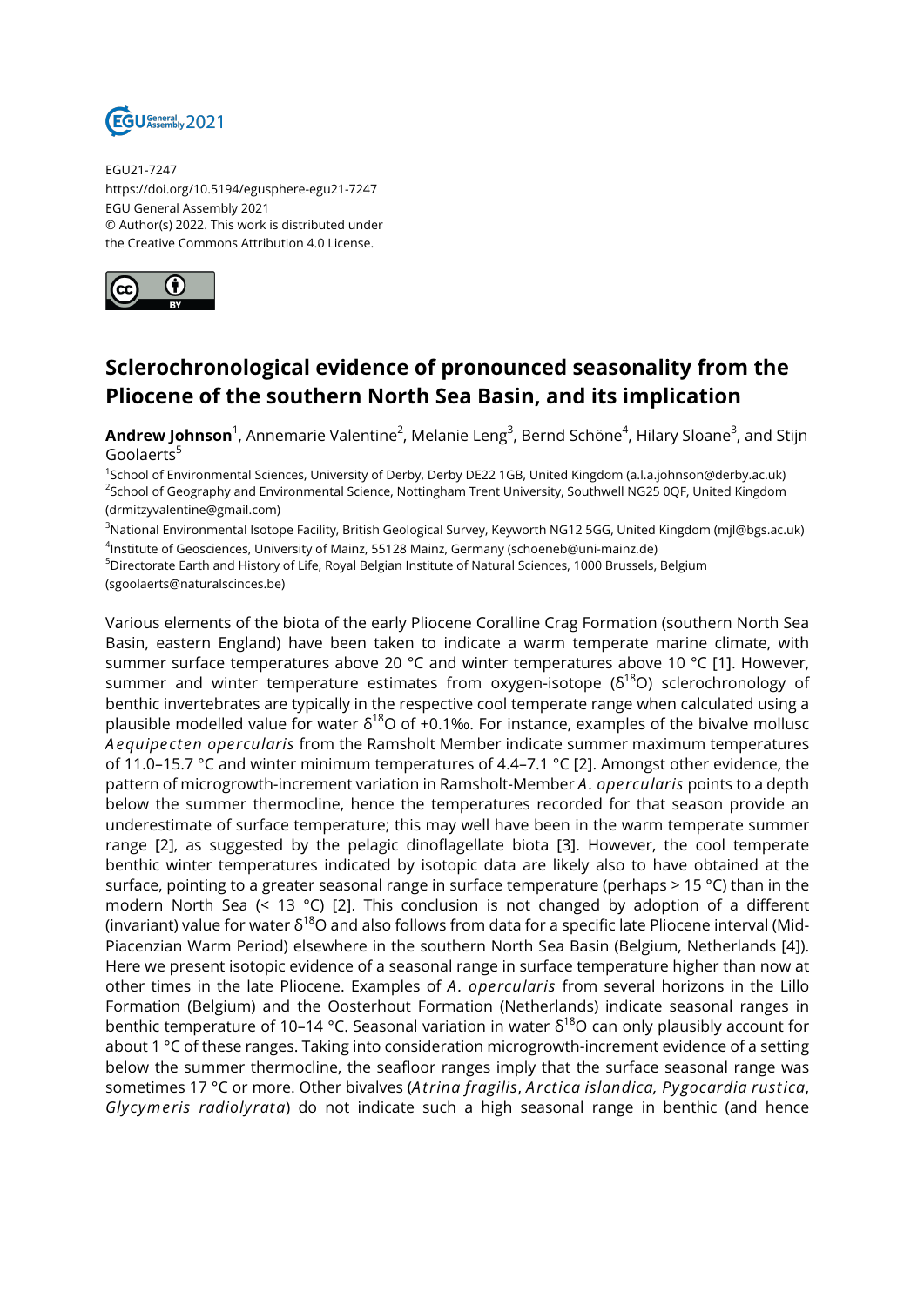EGU21-7247
https://doi.org/10.5194/egusphere-egu21-7247
EGU General Assembly 2021
© Author(s) 2022. This work is distributed under
the Creative Commons Attribution 4.0 License.

# Sclerochronological evidence of pronounced seasonality from the Pliocene of the southern North Sea Basin, and its implication

**Andrew Johnson**[1], Annemarie Valentine[2], Melanie Leng[3], Bernd Schöne[4], Hilary Sloane[3], and Stijn Goolaerts[5]

[1]School of Environmental Sciences, University of Derby, Derby DE22 1GB, United Kingdom (a.l.a.johnson@derby.ac.uk)
[2]School of Geography and Environmental Science, Nottingham Trent University, Southwell NG25 0QF, United Kingdom (drmitzyvalentine@gmail.com)
[3]National Environmental Isotope Facility, British Geological Survey, Keyworth NG12 5GG, United Kingdom (mjl@bgs.ac.uk)
[4]Institute of Geosciences, University of Mainz, 55128 Mainz, Germany (schoeneb@uni-mainz.de)
[5]Directorate Earth and History of Life, Royal Belgian Institute of Natural Sciences, 1000 Brussels, Belgium (sgoolaerts@naturalscinces.be)

Various elements of the biota of the early Pliocene Coralline Crag Formation (southern North Sea Basin, eastern England) have been taken to indicate a warm temperate marine climate, with summer surface temperatures above 20 °C and winter temperatures above 10 °C [1]. However, summer and winter temperature estimates from oxygen-isotope ($\delta^{18}O$) sclerochronology of benthic invertebrates are typically in the respective cool temperate range when calculated using a plausible modelled value for water $\delta^{18}O$ of +0.1‰. For instance, examples of the bivalve mollusc *Aequipecten opercularis* from the Ramsholt Member indicate summer maximum temperatures of 11.0–15.7 °C and winter minimum temperatures of 4.4–7.1 °C [2]. Amongst other evidence, the pattern of microgrowth-increment variation in Ramsholt-Member *A. opercularis* points to a depth below the summer thermocline, hence the temperatures recorded for that season provide an underestimate of surface temperature; this may well have been in the warm temperate summer range [2], as suggested by the pelagic dinoflagellate biota [3]. However, the cool temperate benthic winter temperatures indicated by isotopic data are likely also to have obtained at the surface, pointing to a greater seasonal range in surface temperature (perhaps > 15 °C) than in the modern North Sea (< 13 °C) [2]. This conclusion is not changed by adoption of a different (invariant) value for water $\delta^{18}O$ and also follows from data for a specific late Pliocene interval (Mid-Piacenzian Warm Period) elsewhere in the southern North Sea Basin (Belgium, Netherlands [4]). Here we present isotopic evidence of a seasonal range in surface temperature higher than now at other times in the late Pliocene. Examples of *A. opercularis* from several horizons in the Lillo Formation (Belgium) and the Oosterhout Formation (Netherlands) indicate seasonal ranges in benthic temperature of 10–14 °C. Seasonal variation in water $\delta^{18}O$ can only plausibly account for about 1 °C of these ranges. Taking into consideration microgrowth-increment evidence of a setting below the summer thermocline, the seafloor ranges imply that the surface seasonal range was sometimes 17 °C or more. Other bivalves (*Atrina fragilis*, *Arctica islandica, Pygocardia rustica*, *Glycymeris radiolyrata*) do not indicate such a high seasonal range in benthic (and hence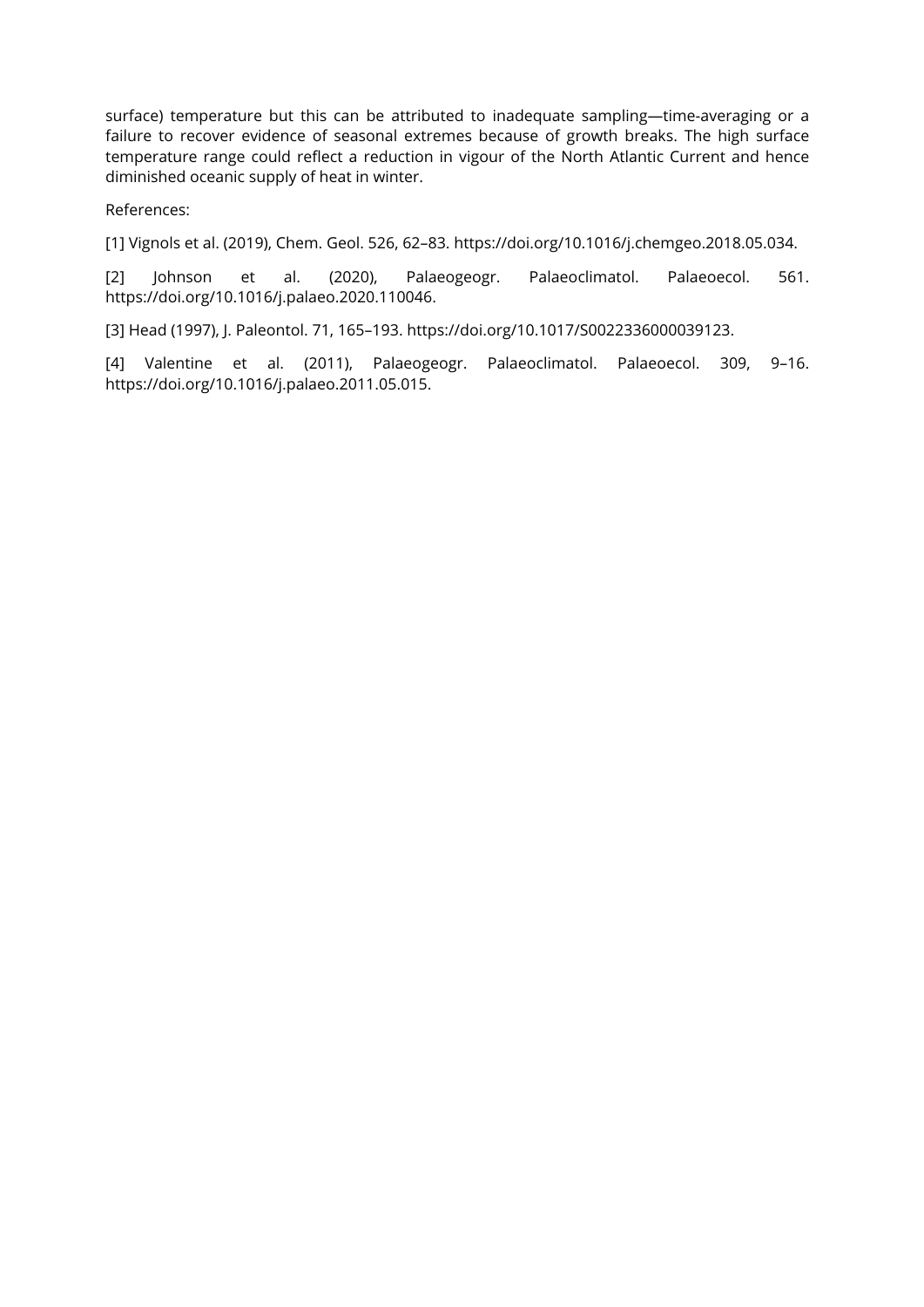surface) temperature but this can be attributed to inadequate sampling—time-averaging or a failure to recover evidence of seasonal extremes because of growth breaks. The high surface temperature range could reflect a reduction in vigour of the North Atlantic Current and hence diminished oceanic supply of heat in winter.

References:

[1] Vignols et al. (2019), Chem. Geol. 526, 62–83. https://doi.org/10.1016/j.chemgeo.2018.05.034.

[2] Johnson et al. (2020), Palaeogeogr. Palaeoclimatol. Palaeoecol. 561. https://doi.org/10.1016/j.palaeo.2020.110046.

[3] Head (1997), J. Paleontol. 71, 165–193. https://doi.org/10.1017/S0022336000039123.

[4] Valentine et al. (2011), Palaeogeogr. Palaeoclimatol. Palaeoecol. 309, 9–16. https://doi.org/10.1016/j.palaeo.2011.05.015.